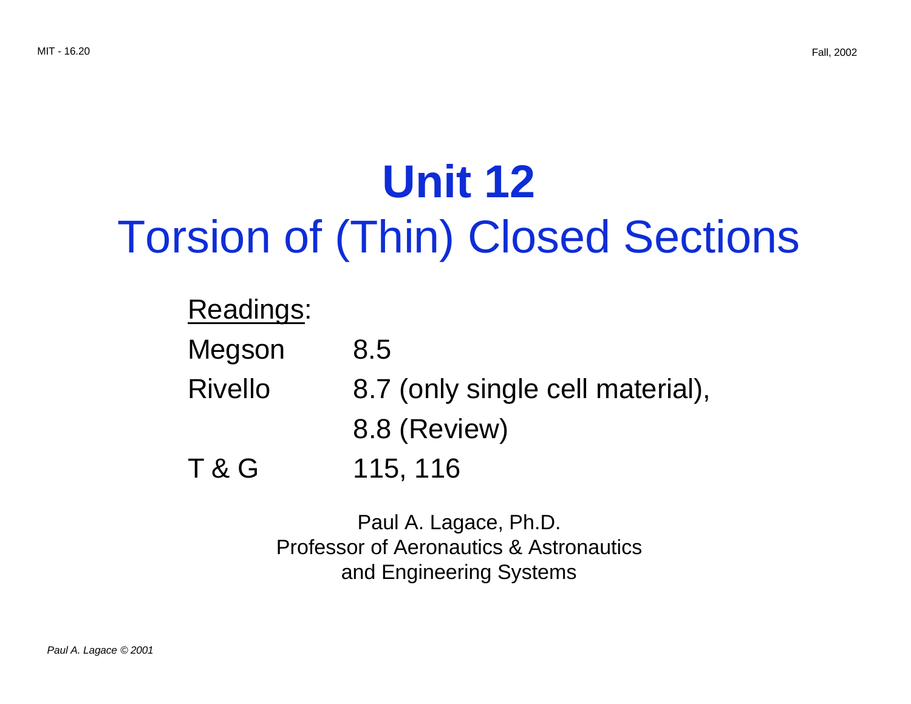# Unit 12
# Torsion of (Thin) Closed Sections

Readings:

| | |
|---|---|
| Megson | 8.5 |
| Rivello | 8.7 (only single cell material), |
| | 8.8 (Review) |
| T & G | 115, 116 |

Paul A. Lagace, Ph.D.
Professor of Aeronautics & Astronautics
and Engineering Systems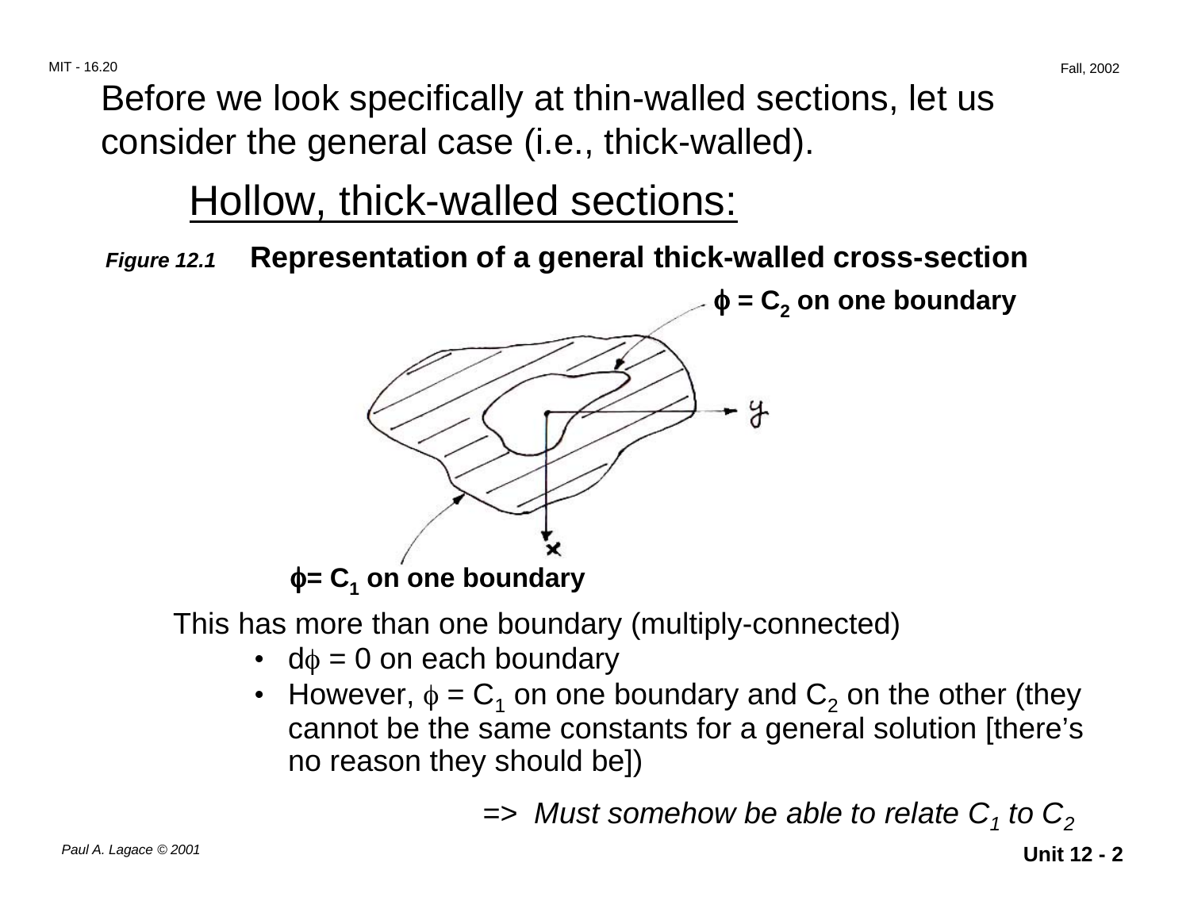Before we look specifically at thin-walled sections, let us consider the general case (i.e., thick-walled).

## Hollow, thick-walled sections:

*Figure 12.1* **Representation of a general thick-walled cross-section**

**$\phi = C_2$ on one boundary**

**$\phi = C_1$ on one boundary**

This has more than one boundary (multiply-connected)

- $d\phi = 0$ on each boundary
- However, $\phi = C_1$ on one boundary and $C_2$ on the other (they cannot be the same constants for a general solution [there's no reason they should be])

=> *Must somehow be able to relate $C_1$ to $C_2$*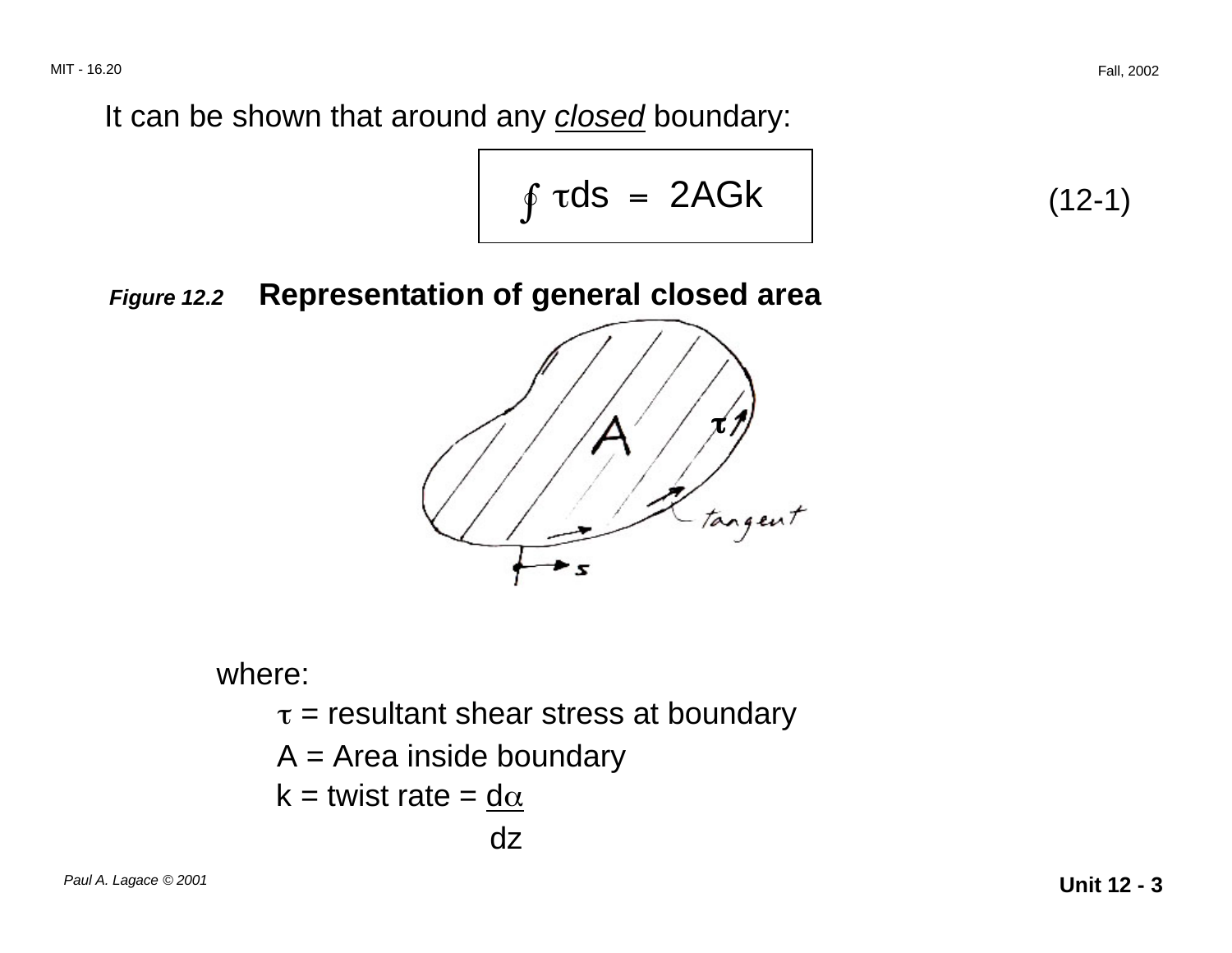It can be shown that around any *closed* boundary:

$$\oint \tau ds = 2AGk \tag{12-1}$$

***Figure 12.2*** **Representation of general closed area**

where:

$\tau$ = resultant shear stress at boundary

A = Area inside boundary

k = twist rate = $\frac{d\alpha}{dz}$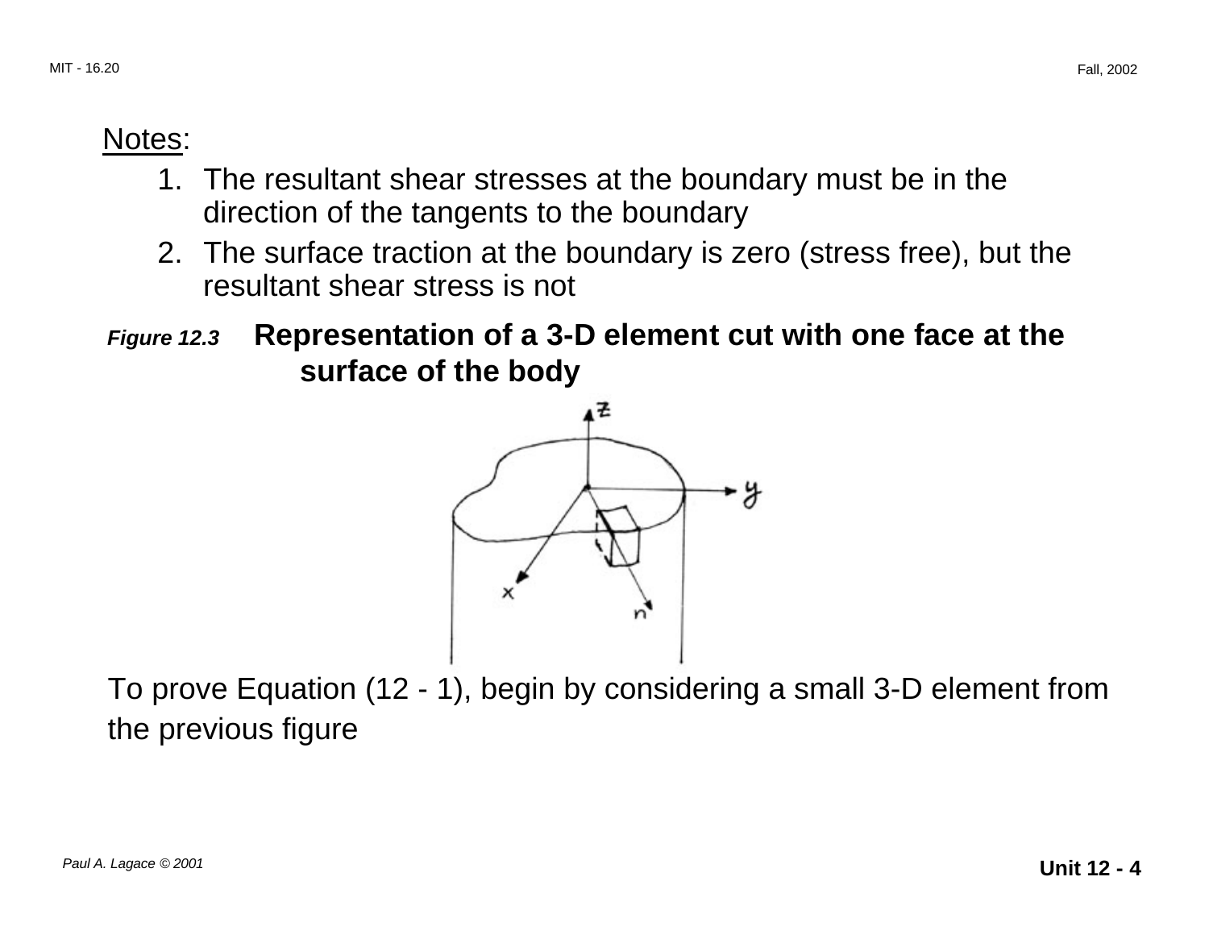<u>Notes</u>:

1. The resultant shear stresses at the boundary must be in the direction of the tangents to the boundary
2. The surface traction at the boundary is zero (stress free), but the resultant shear stress is not

***Figure 12.3*** **Representation of a 3-D element cut with one face at the surface of the body**

To prove Equation (12 - 1), begin by considering a small 3-D element from the previous figure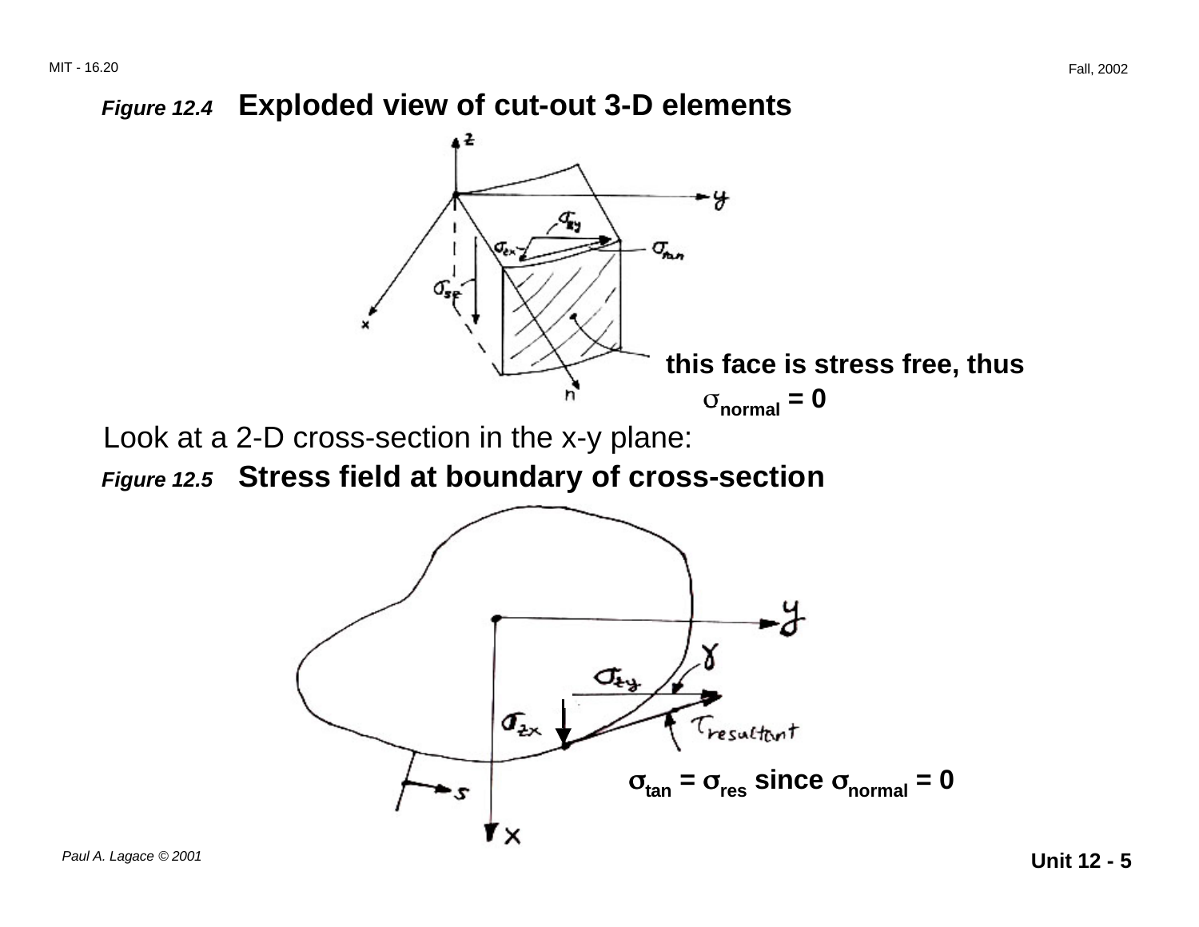***Figure 12.4*** **Exploded view of cut-out 3-D elements**

**this face is stress free, thus $\sigma_{normal} = 0$**

Look at a 2-D cross-section in the x-y plane:

***Figure 12.5*** **Stress field at boundary of cross-section**

**$\sigma_{tan} = \sigma_{res}$ since $\sigma_{normal} = 0$**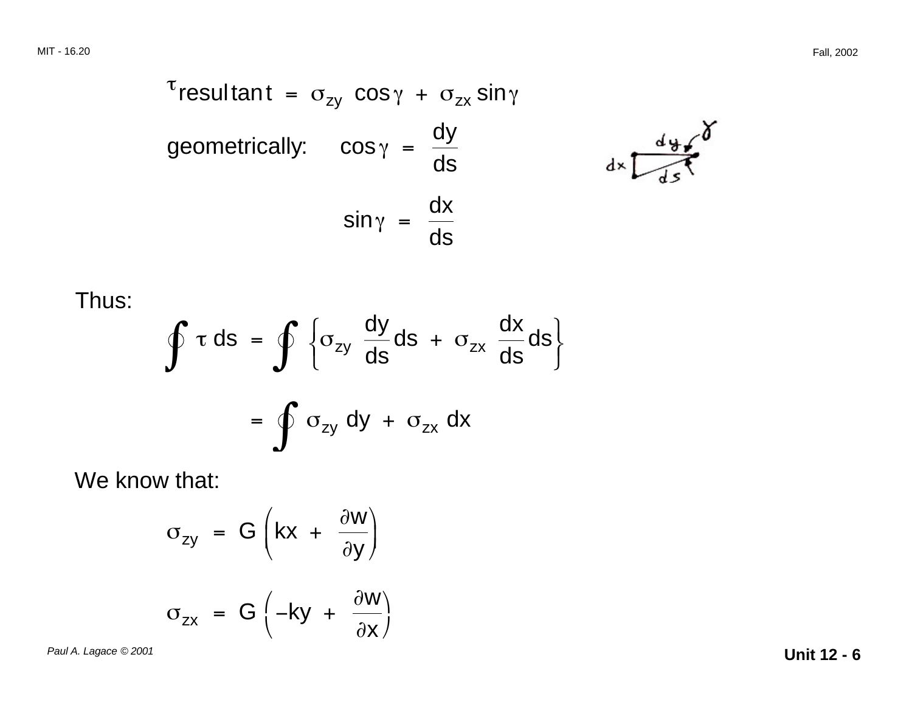$$\tau_{resultant} = \sigma_{zy} \cos\gamma + \sigma_{zx} \sin\gamma$$

geometrically: $\cos\gamma = \dfrac{dy}{ds}$

$$\sin\gamma = \frac{dx}{ds}$$

Thus:

$$\oint \tau \, ds = \oint \left\{ \sigma_{zy} \frac{dy}{ds} ds + \sigma_{zx} \frac{dx}{ds} ds \right\}$$

$$= \oint \sigma_{zy} \, dy + \sigma_{zx} \, dx$$

We know that:

$$\sigma_{zy} = G \left( kx + \frac{\partial w}{\partial y} \right)$$

$$\sigma_{zx} = G \left( -ky + \frac{\partial w}{\partial x} \right)$$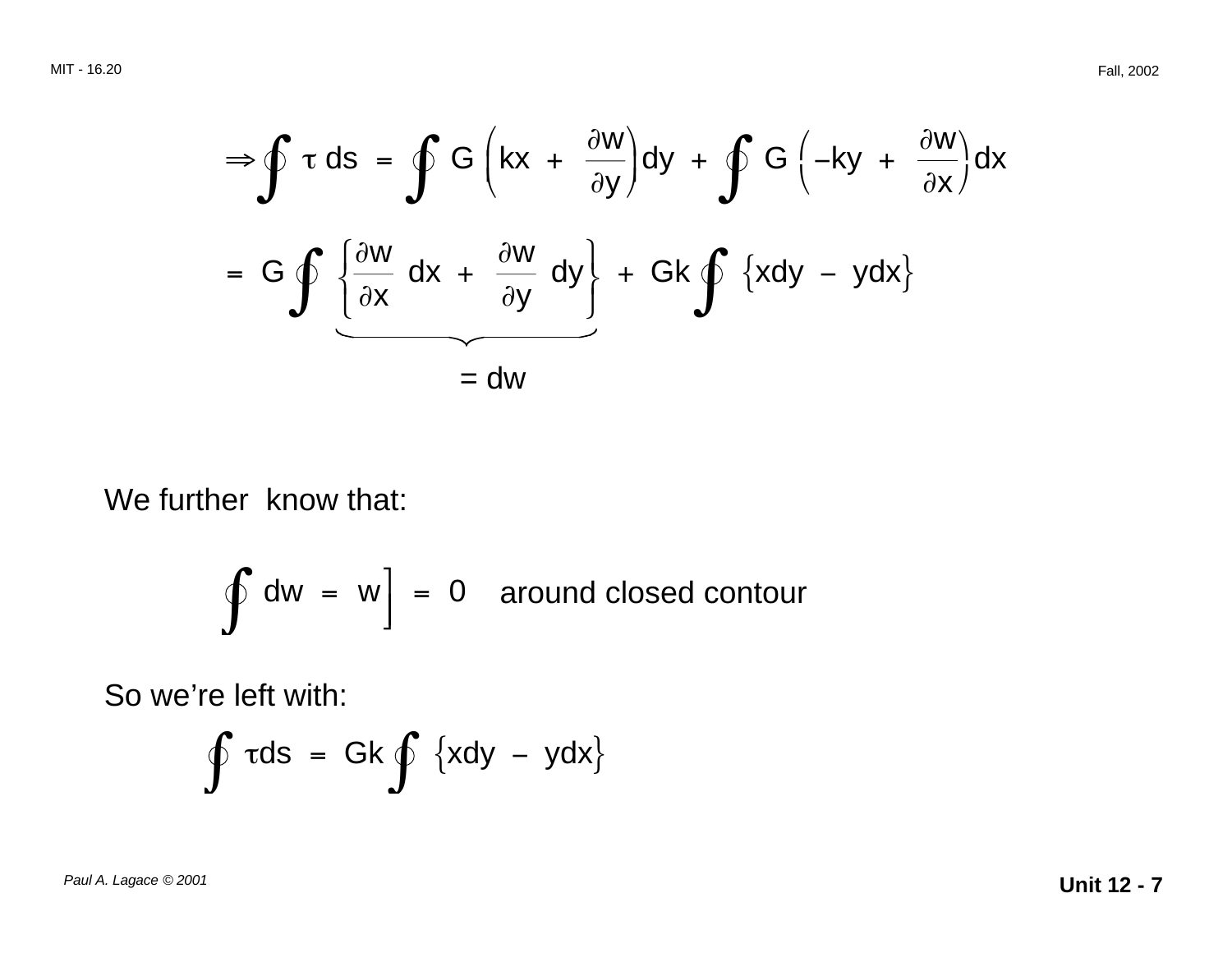$$\Rightarrow \oint \tau \, ds = \oint G\left(kx + \frac{\partial w}{\partial y}\right) dy + \oint G\left(-ky + \frac{\partial w}{\partial x}\right) dx$$

$$= G \oint \underbrace{\left\{\frac{\partial w}{\partial x} dx + \frac{\partial w}{\partial y} dy\right\}}_{= \, dw} + Gk \oint \left\{x dy - y dx\right\}$$

We further know that:

$$\oint dw = w\Big] = 0 \quad \text{around closed contour}$$

So we're left with:

$$\oint \tau ds = Gk \oint \left\{x dy - y dx\right\}$$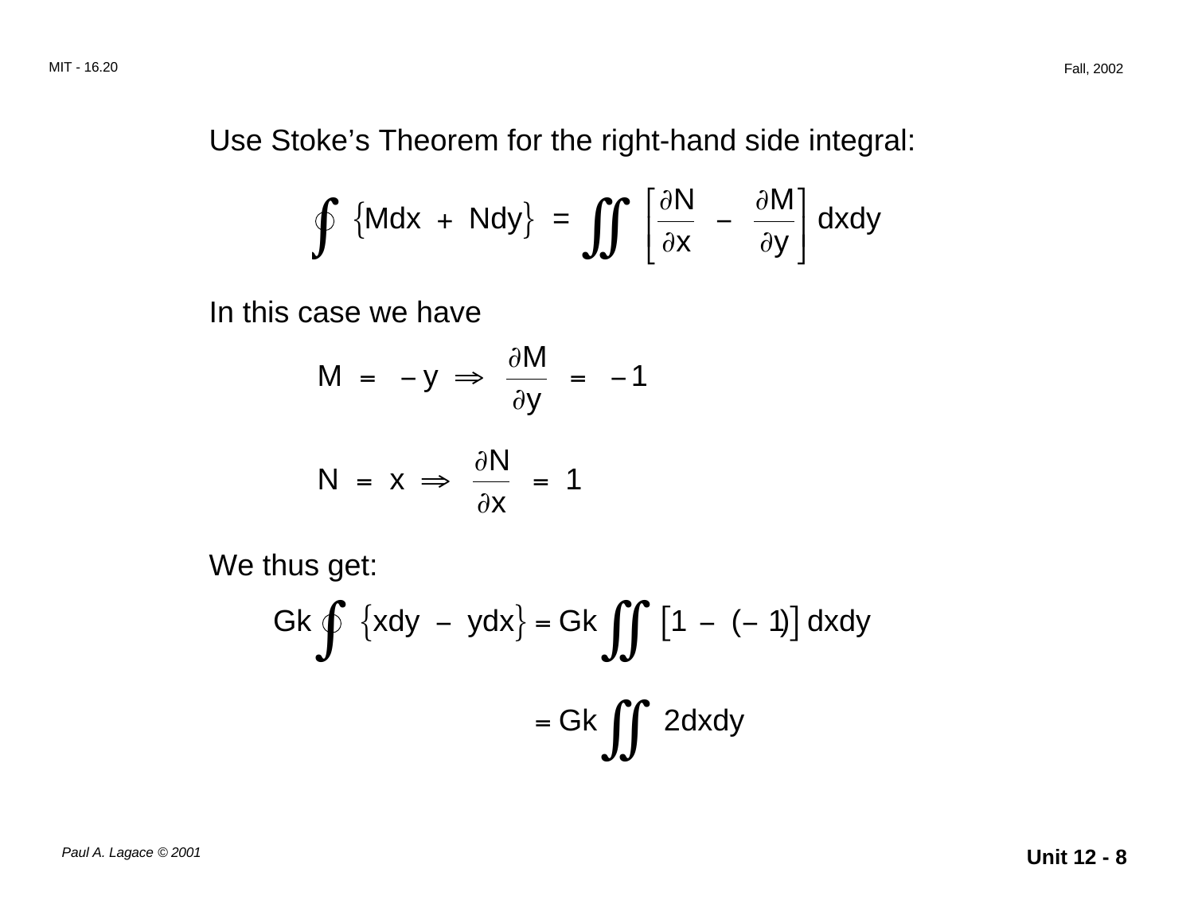Use Stoke's Theorem for the right-hand side integral:

$$\oint \left\{ M dx + N dy \right\} = \iint \left[ \frac{\partial N}{\partial x} - \frac{\partial M}{\partial y} \right] dx dy$$

In this case we have

$$M = -y \Rightarrow \frac{\partial M}{\partial y} = -1$$

$$N = x \Rightarrow \frac{\partial N}{\partial x} = 1$$

We thus get:

$$Gk \oint \left\{ x dy - y dx \right\} = Gk \iint \left[ 1 - (-1) \right] dx dy$$

$$= Gk \iint 2 dx dy$$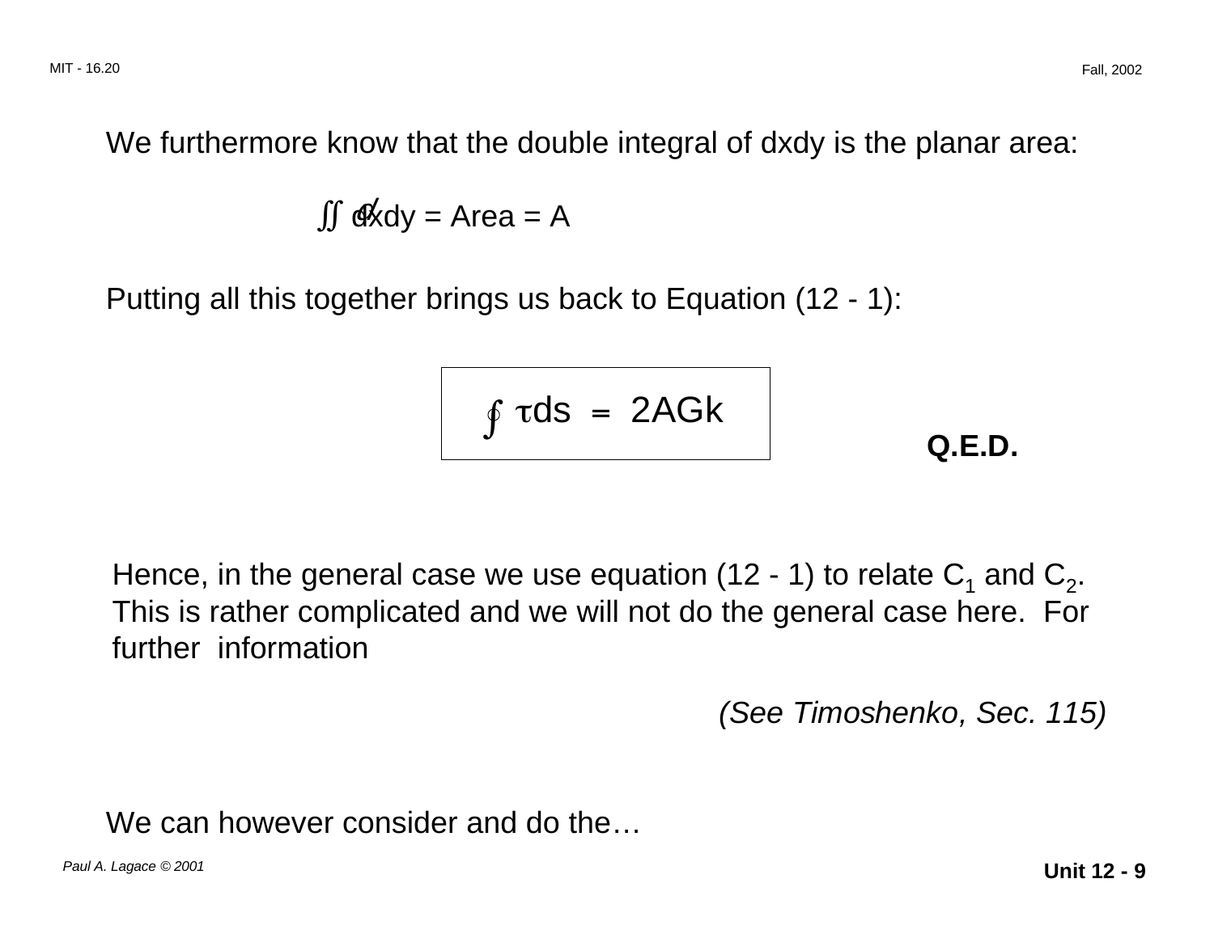We furthermore know that the double integral of dxdy is the planar area:

$$\iint dxdy = \text{Area} = A$$

Putting all this together brings us back to Equation (12 - 1):

$$\boxed{\oint \tau ds = 2AGk}$$

**Q.E.D.**

Hence, in the general case we use equation (12 - 1) to relate $C_1$ and $C_2$. This is rather complicated and we will not do the general case here. For further information

*(See Timoshenko, Sec. 115)*

We can however consider and do the…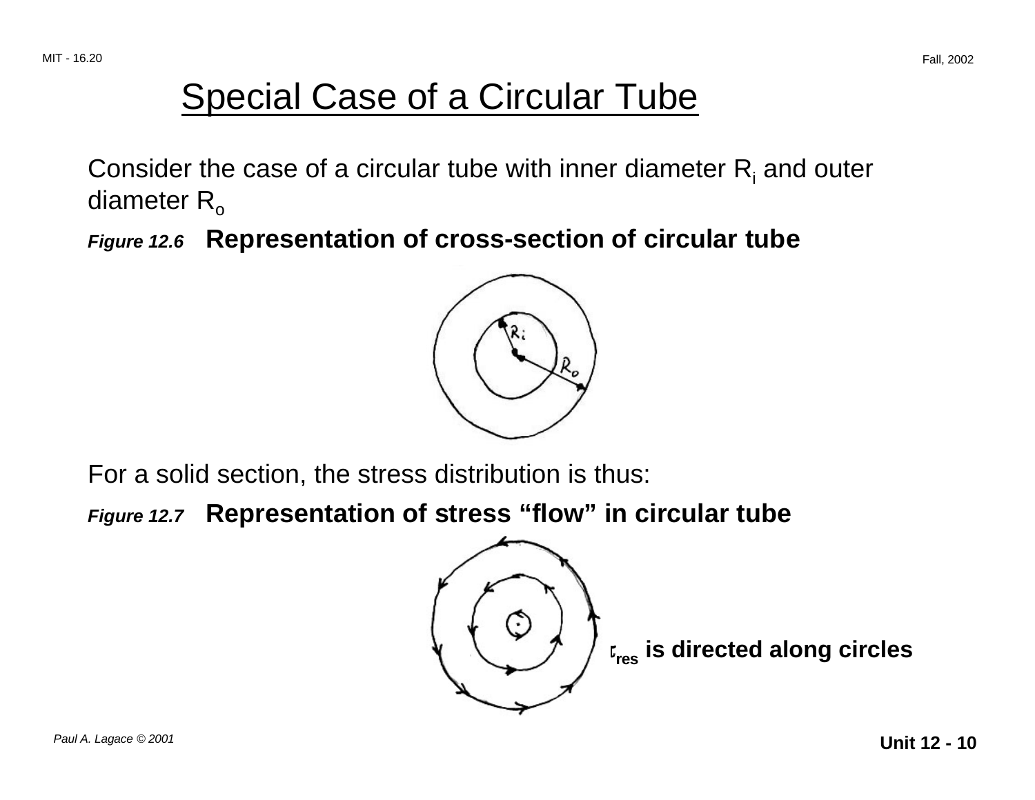# Special Case of a Circular Tube

Consider the case of a circular tube with inner diameter $R_i$ and outer diameter $R_o$

***Figure 12.6*** **Representation of cross-section of circular tube**

For a solid section, the stress distribution is thus:

***Figure 12.7*** **Representation of stress "flow" in circular tube**

**$\tau_{res}$ is directed along circles**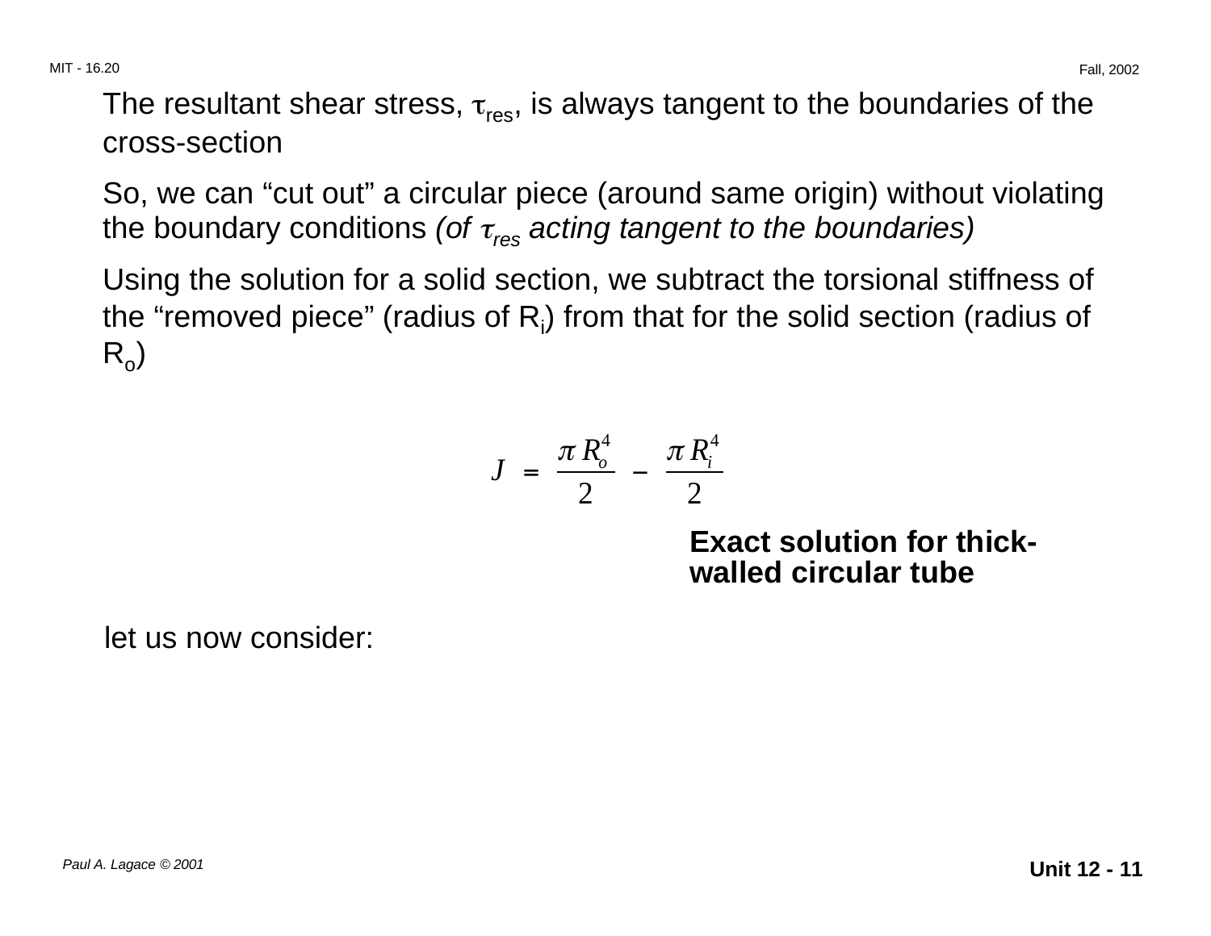The resultant shear stress, $\tau_{res}$, is always tangent to the boundaries of the cross-section

So, we can "cut out" a circular piece (around same origin) without violating the boundary conditions *(of $\tau_{res}$ acting tangent to the boundaries)*

Using the solution for a solid section, we subtract the torsional stiffness of the "removed piece" (radius of $R_i$) from that for the solid section (radius of $R_o$)

$$J = \frac{\pi R_o^4}{2} - \frac{\pi R_i^4}{2}$$

**Exact solution for thick-walled circular tube**

let us now consider: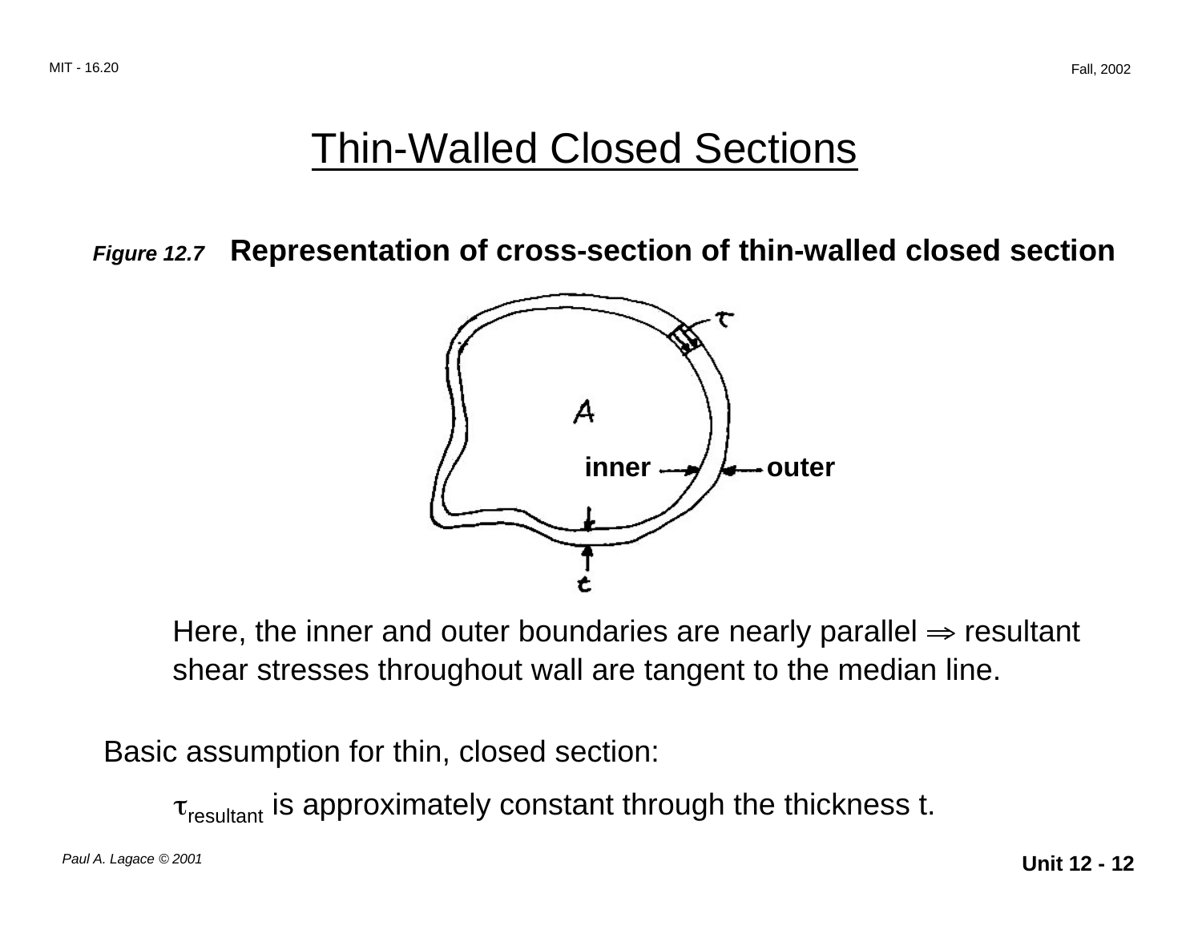# Thin-Walled Closed Sections

***Figure 12.7*** **Representation of cross-section of thin-walled closed section**

Here, the inner and outer boundaries are nearly parallel ⇒ resultant shear stresses throughout wall are tangent to the median line.

Basic assumption for thin, closed section:

$\tau_{resultant}$ is approximately constant through the thickness t.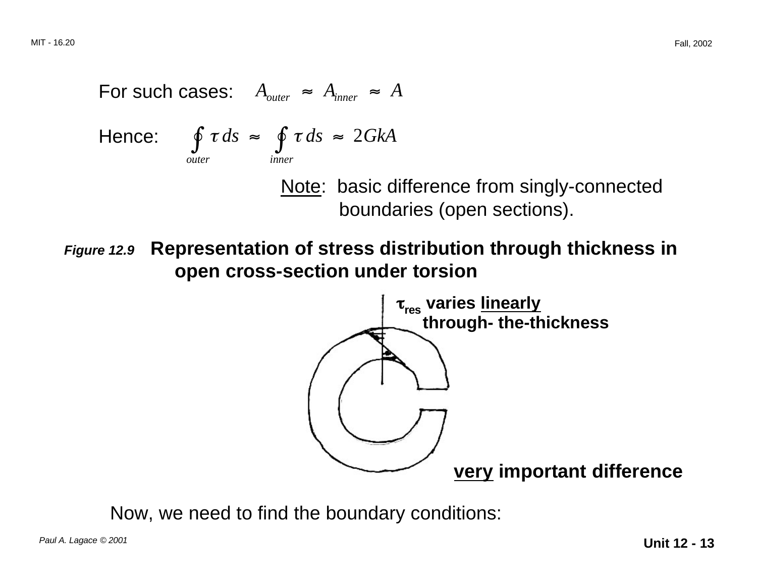For such cases: $A_{outer} \approx A_{inner} \approx A$

Hence: $\oint_{outer} \tau \, ds \approx \oint_{inner} \tau \, ds \approx 2GkA$

Note: basic difference from singly-connected boundaries (open sections).

***Figure 12.9*** **Representation of stress distribution through thickness in open cross-section under torsion**

**$\tau_{res}$ varies linearly through- the-thickness**

**very important difference**

Now, we need to find the boundary conditions: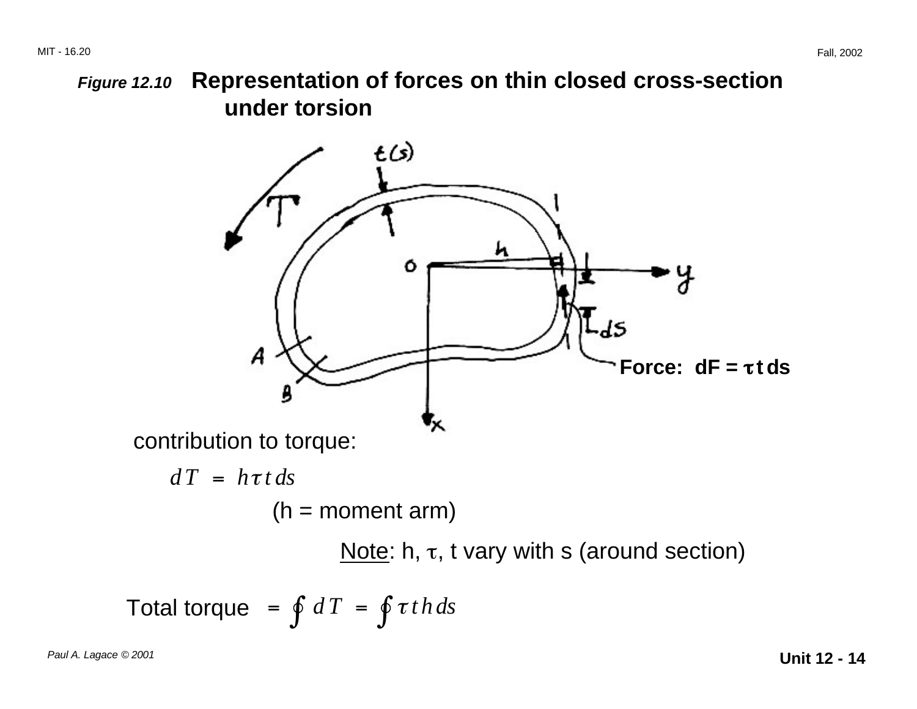***Figure 12.10*** **Representation of forces on thin closed cross-section under torsion**

**Force: dF = $\tau$ t ds**

contribution to torque:

$$dT = h \tau t \, ds$$

(h = moment arm)

Note: h, $\tau$, t vary with s (around section)

$$\text{Total torque} = \oint dT = \oint \tau t h \, ds$$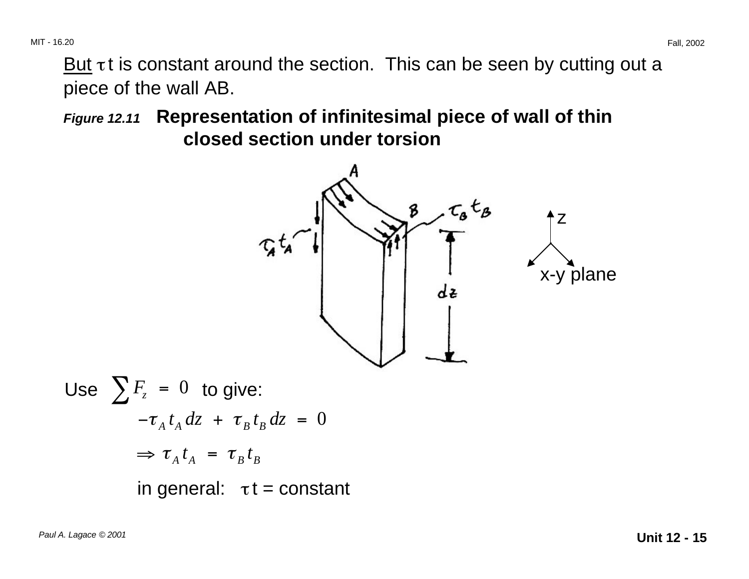But $\tau t$ is constant around the section. This can be seen by cutting out a piece of the wall AB.

***Figure 12.11*** **Representation of infinitesimal piece of wall of thin closed section under torsion**

Use $\sum F_z = 0$ to give:

$$-\tau_A t_A dz + \tau_B t_B dz = 0$$

$$\Rightarrow \tau_A t_A = \tau_B t_B$$

in general: $\tau t$ = constant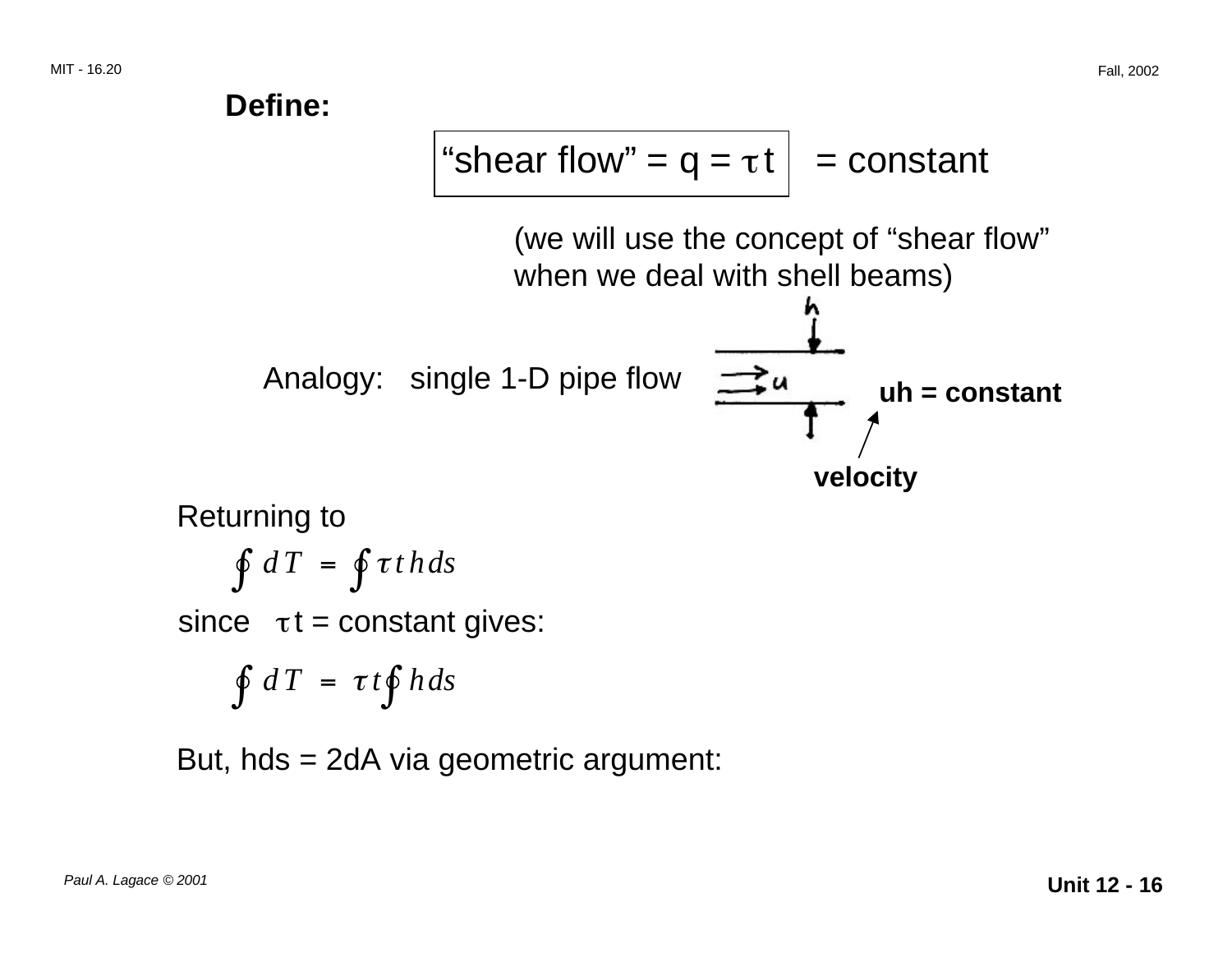**Define:**

$$\boxed{\text{“shear flow”} = q = \tau t} = \text{constant}$$

(we will use the concept of “shear flow” when we deal with shell beams)

Analogy: single 1-D pipe flow

**uh = constant**

**velocity**

Returning to

$$\oint dT = \oint \tau t h ds$$

since $\tau t$ = constant gives:

$$\oint dT = \tau t \oint h ds$$

But, hds = 2dA via geometric argument: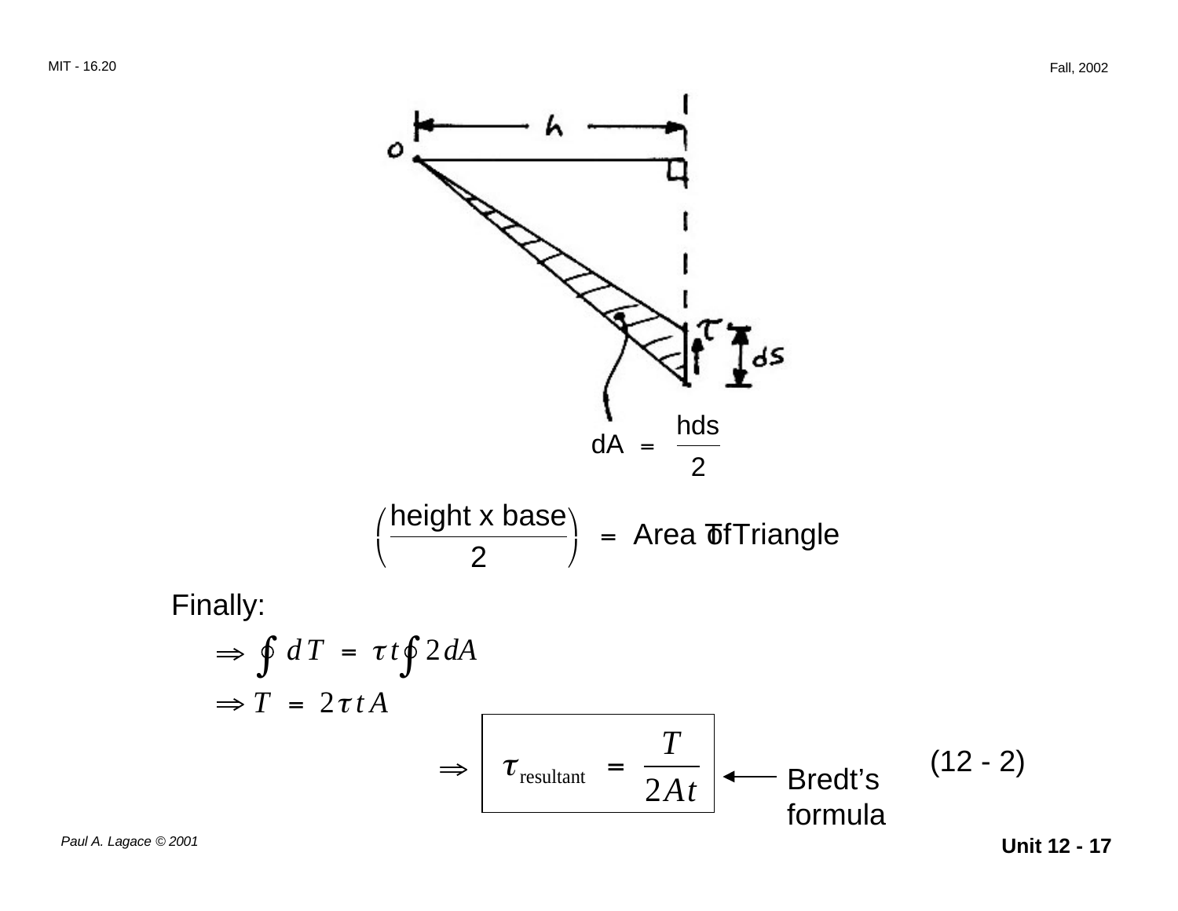$$dA = \frac{h\,ds}{2}$$

$$\left(\frac{\text{height x base}}{2}\right) = \text{Area of Triangle}$$

Finally:

$$\Rightarrow \oint dT = \tau t \oint 2\,dA$$

$$\Rightarrow T = 2\tau t A$$

$$\Rightarrow \boxed{\tau_{\text{resultant}} = \frac{T}{2At}} \quad \text{(12 - 2)}$$

← Bredt's formula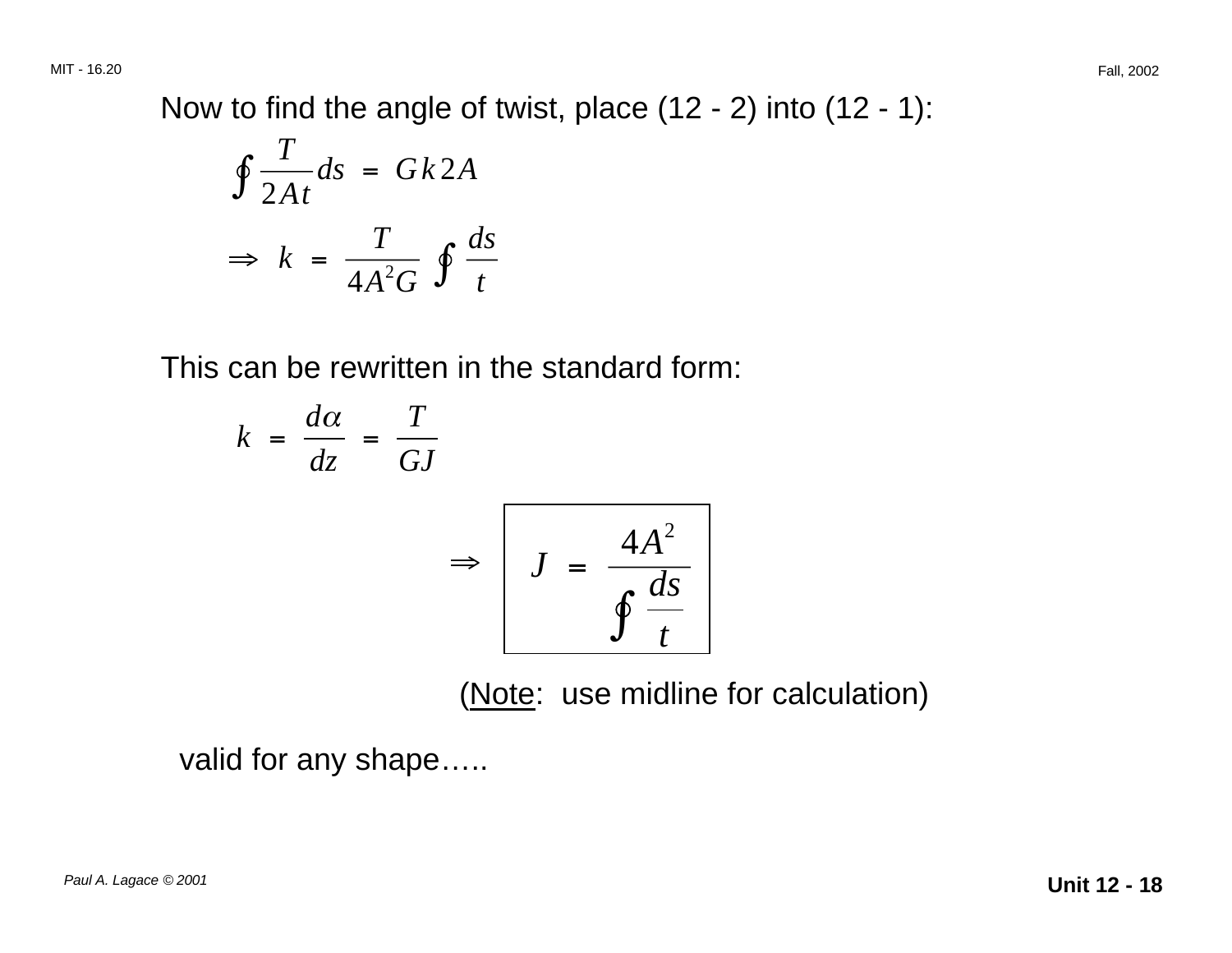Now to find the angle of twist, place (12 - 2) into (12 - 1):

$$\oint \frac{T}{2At} ds = Gk2A$$

$$\Rightarrow k = \frac{T}{4A^2G} \oint \frac{ds}{t}$$

This can be rewritten in the standard form:

$$k = \frac{d\alpha}{dz} = \frac{T}{GJ}$$

$$\Rightarrow \boxed{J = \frac{4A^2}{\oint \frac{ds}{t}}}$$

(<u>Note</u>: use midline for calculation)

valid for any shape…..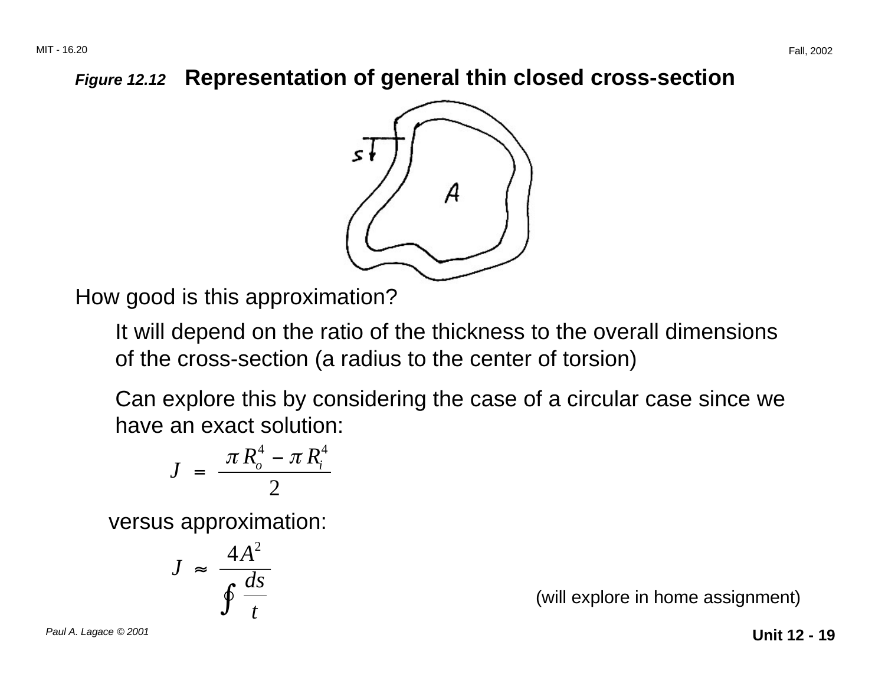**Figure 12.12** **Representation of general thin closed cross-section**

How good is this approximation?

It will depend on the ratio of the thickness to the overall dimensions of the cross-section (a radius to the center of torsion)

Can explore this by considering the case of a circular case since we have an exact solution:

$$J = \frac{\pi R_o^4 - \pi R_i^4}{2}$$

versus approximation:

$$J \approx \frac{4A^2}{\oint \frac{ds}{t}}$$

(will explore in home assignment)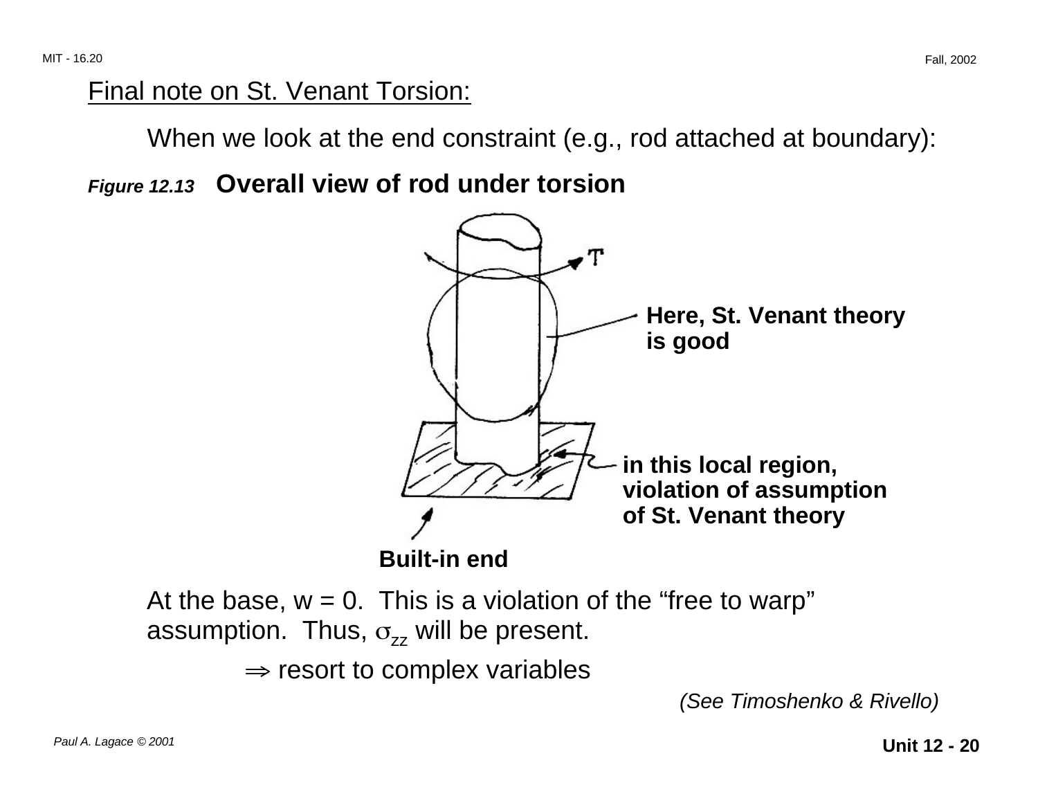Final note on St. Venant Torsion:

When we look at the end constraint (e.g., rod attached at boundary):

***Figure 12.13*** **Overall view of rod under torsion**

T

**Here, St. Venant theory is good**

**in this local region, violation of assumption of St. Venant theory**

**Built-in end**

At the base, w = 0. This is a violation of the "free to warp" assumption. Thus, $\sigma_{zz}$ will be present.

$\Rightarrow$ resort to complex variables

*(See Timoshenko & Rivello)*